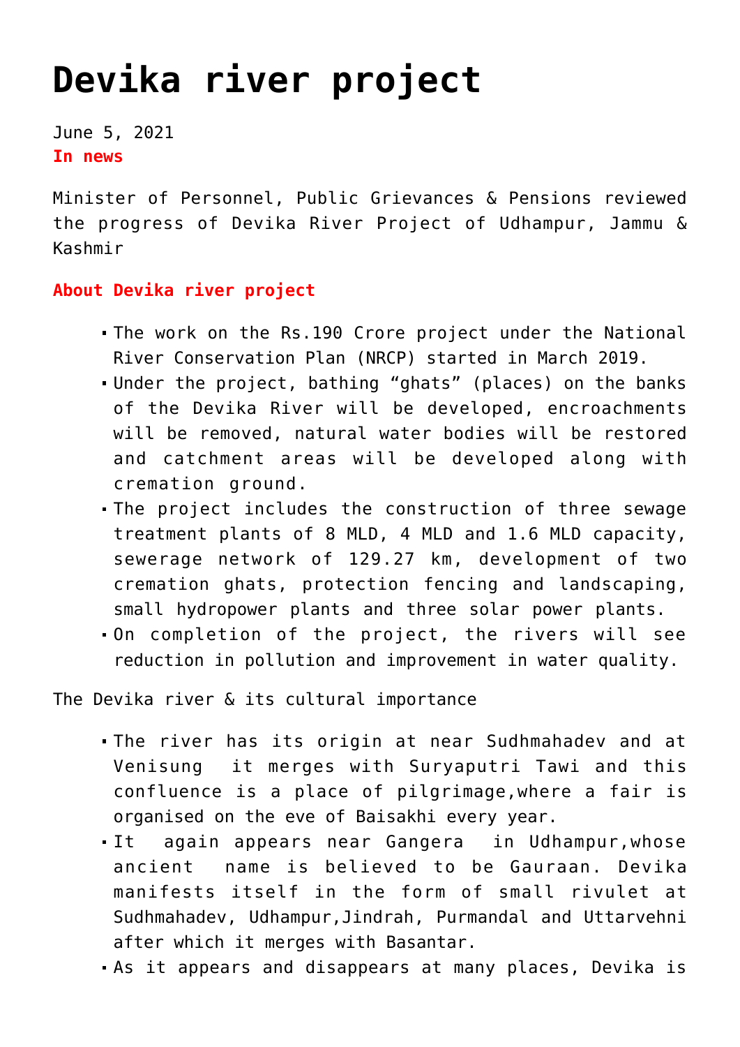# Devika river project

June 5, 2021

**In news**

Minister of Personnel, Public Grievances & Pensions reviewed the progress of Devika River Project of Udhampur, Jammu & Kashmir

**About Devika river project**

- The work on the Rs.190 Crore project under the National River Conservation Plan (NRCP) started in March 2019.
- Under the project, bathing "ghats" (places) on the banks of the Devika River will be developed, encroachments will be removed, natural water bodies will be restored and catchment areas will be developed along with cremation ground.
- The project includes the construction of three sewage treatment plants of 8 MLD, 4 MLD and 1.6 MLD capacity, sewerage network of 129.27 km, development of two cremation ghats, protection fencing and landscaping, small hydropower plants and three solar power plants.
- On completion of the project, the rivers will see reduction in pollution and improvement in water quality.

The Devika river & its cultural importance

- The river has its origin at near Sudhmahadev and at Venisung it merges with Suryaputri Tawi and this confluence is a place of pilgrimage,where a fair is organised on the eve of Baisakhi every year.
- It again appears near Gangera in Udhampur,whose ancient name is believed to be Gauraan. Devika manifests itself in the form of small rivulet at Sudhmahadev, Udhampur,Jindrah, Purmandal and Uttarvehni after which it merges with Basantar.
- As it appears and disappears at many places, Devika is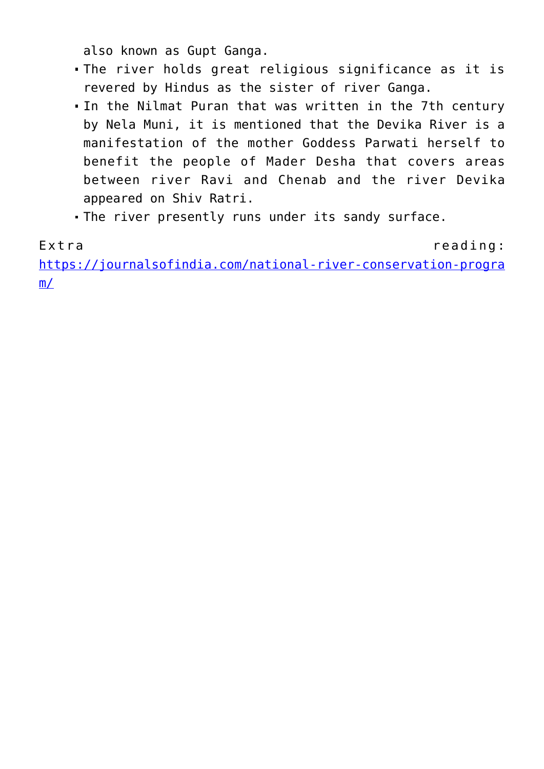also known as Gupt Ganga.

- The river holds great religious significance as it is revered by Hindus as the sister of river Ganga.
- In the Nilmat Puran that was written in the 7th century by Nela Muni, it is mentioned that the Devika River is a manifestation of the mother Goddess Parwati herself to benefit the people of Mader Desha that covers areas between river Ravi and Chenab and the river Devika appeared on Shiv Ratri.
- The river presently runs under its sandy surface.

Extra reading: [https://journalsofindia.com/national-river-conservation-program/](https://journalsofindia.com/national-river-conservation-program/)